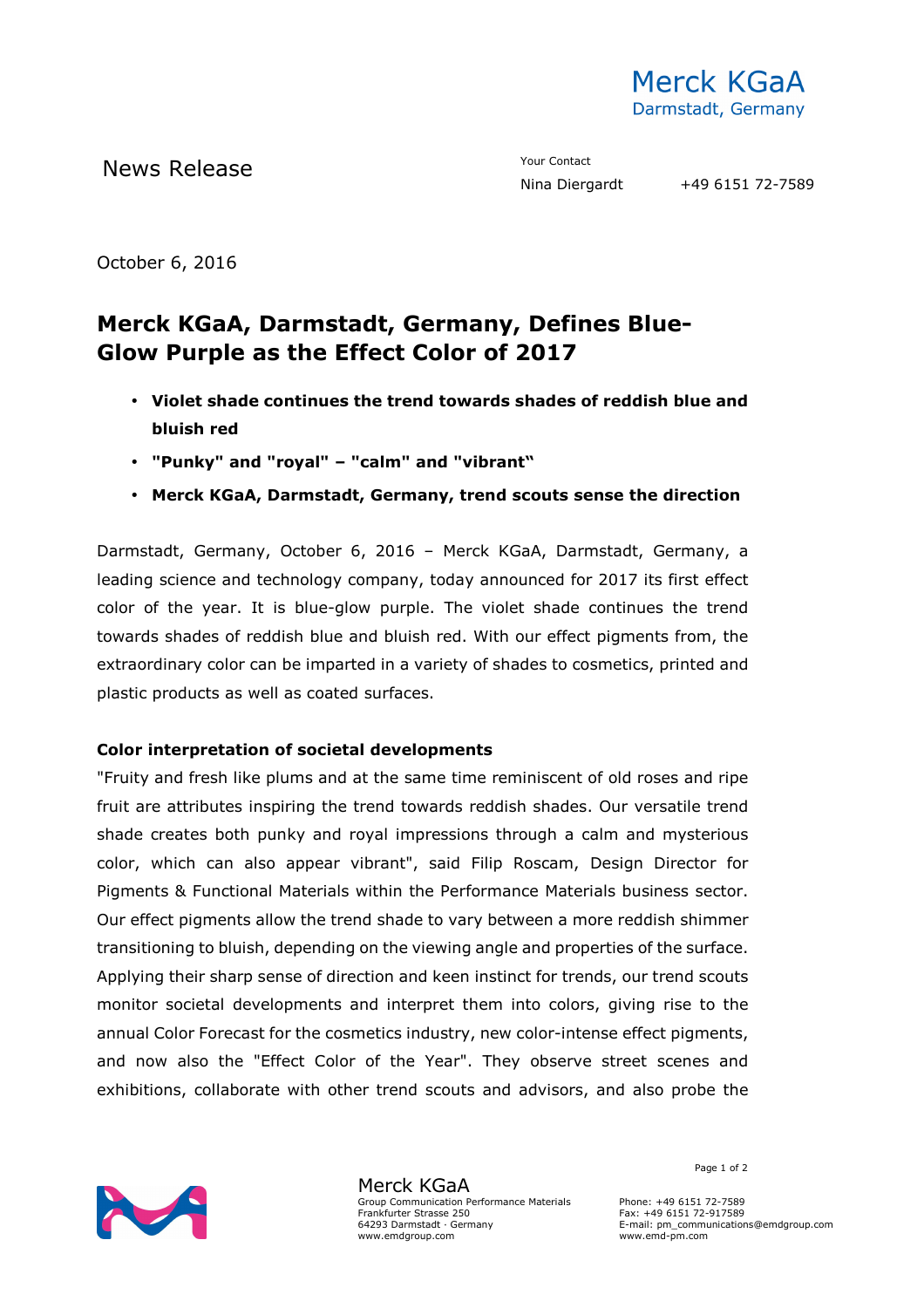Merck KGaA
Darmstadt, Germany

News Release

Your Contact
Nina Diergardt +49 6151 72-7589

October 6, 2016

# Merck KGaA, Darmstadt, Germany, Defines Blue-Glow Purple as the Effect Color of 2017

- **Violet shade continues the trend towards shades of reddish blue and bluish red**
- **"Punky" and "royal" – "calm" and "vibrant‟**
- **Merck KGaA, Darmstadt, Germany, trend scouts sense the direction**

Darmstadt, Germany, October 6, 2016 – Merck KGaA, Darmstadt, Germany, a leading science and technology company, today announced for 2017 its first effect color of the year. It is blue-glow purple. The violet shade continues the trend towards shades of reddish blue and bluish red. With our effect pigments from, the extraordinary color can be imparted in a variety of shades to cosmetics, printed and plastic products as well as coated surfaces.

**Color interpretation of societal developments**

"Fruity and fresh like plums and at the same time reminiscent of old roses and ripe fruit are attributes inspiring the trend towards reddish shades. Our versatile trend shade creates both punky and royal impressions through a calm and mysterious color, which can also appear vibrant", said Filip Roscam, Design Director for Pigments & Functional Materials within the Performance Materials business sector. Our effect pigments allow the trend shade to vary between a more reddish shimmer transitioning to bluish, depending on the viewing angle and properties of the surface. Applying their sharp sense of direction and keen instinct for trends, our trend scouts monitor societal developments and interpret them into colors, giving rise to the annual Color Forecast for the cosmetics industry, new color-intense effect pigments, and now also the "Effect Color of the Year". They observe street scenes and exhibitions, collaborate with other trend scouts and advisors, and also probe the

Merck KGaA
Group Communication Performance Materials
Frankfurter Strasse 250
64293 Darmstadt · Germany
www.emdgroup.com

Phone: +49 6151 72-7589
Fax: +49 6151 72-917589
E-mail: pm_communications@emdgroup.com
www.emd-pm.com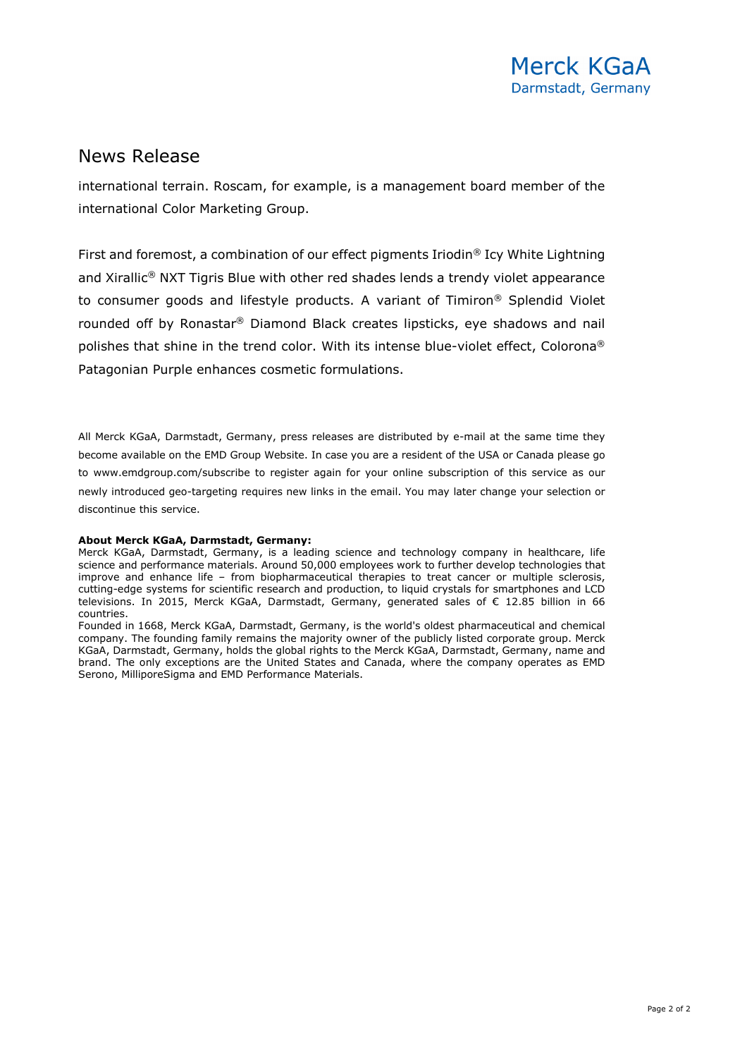# News Release

international terrain. Roscam, for example, is a management board member of the international Color Marketing Group.

First and foremost, a combination of our effect pigments Iriodin® Icy White Lightning and Xirallic® NXT Tigris Blue with other red shades lends a trendy violet appearance to consumer goods and lifestyle products. A variant of Timiron® Splendid Violet rounded off by Ronastar® Diamond Black creates lipsticks, eye shadows and nail polishes that shine in the trend color. With its intense blue-violet effect, Colorona® Patagonian Purple enhances cosmetic formulations.

All Merck KGaA, Darmstadt, Germany, press releases are distributed by e-mail at the same time they become available on the EMD Group Website. In case you are a resident of the USA or Canada please go to www.emdgroup.com/subscribe to register again for your online subscription of this service as our newly introduced geo-targeting requires new links in the email. You may later change your selection or discontinue this service.

**About Merck KGaA, Darmstadt, Germany:**
Merck KGaA, Darmstadt, Germany, is a leading science and technology company in healthcare, life science and performance materials. Around 50,000 employees work to further develop technologies that improve and enhance life – from biopharmaceutical therapies to treat cancer or multiple sclerosis, cutting-edge systems for scientific research and production, to liquid crystals for smartphones and LCD televisions. In 2015, Merck KGaA, Darmstadt, Germany, generated sales of € 12.85 billion in 66 countries.
Founded in 1668, Merck KGaA, Darmstadt, Germany, is the world's oldest pharmaceutical and chemical company. The founding family remains the majority owner of the publicly listed corporate group. Merck KGaA, Darmstadt, Germany, holds the global rights to the Merck KGaA, Darmstadt, Germany, name and brand. The only exceptions are the United States and Canada, where the company operates as EMD Serono, MilliporeSigma and EMD Performance Materials.